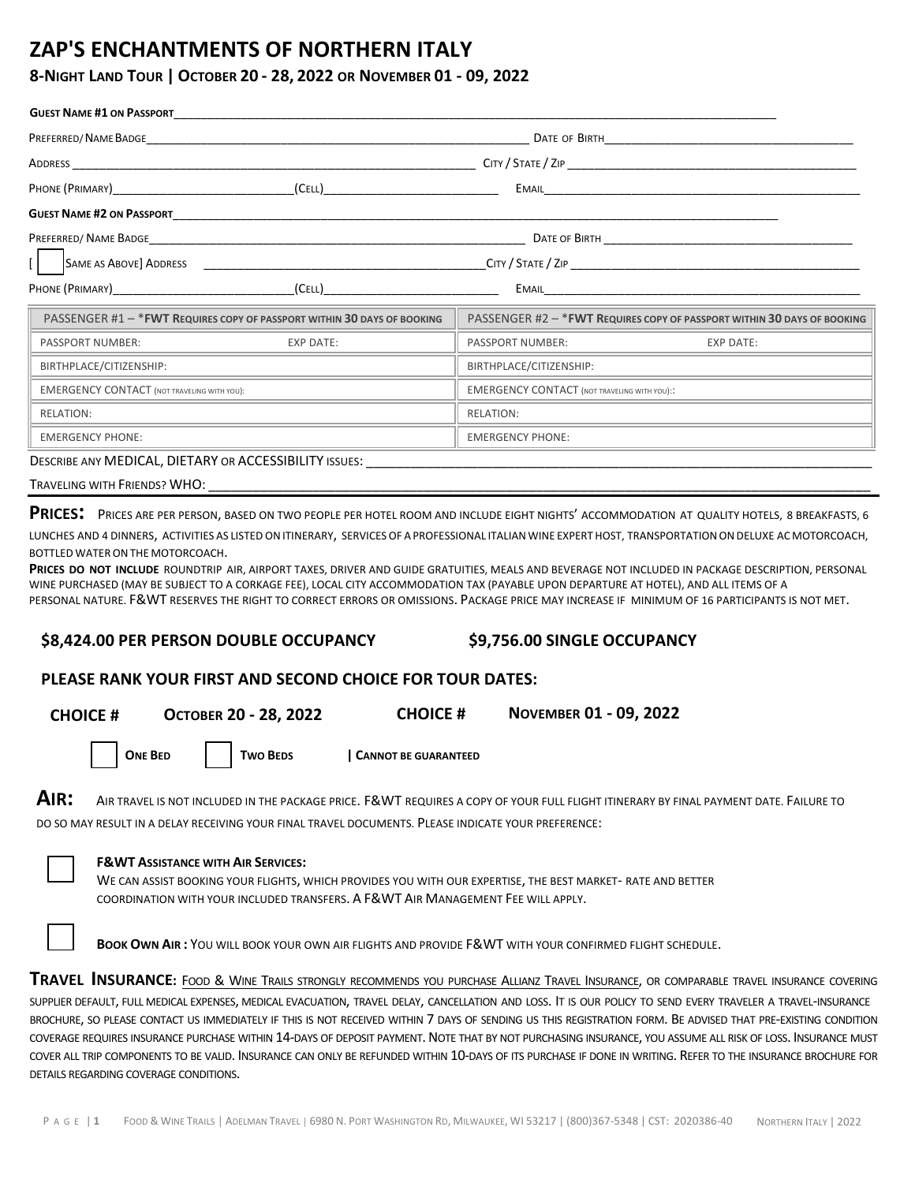# ZAP'S ENCHANTMENTS OF NORTHERN ITALY

## 8-NIGHT LAND TOUR | OCTOBER 20 - 28, 2022 OR NOVEMBER 01 - 09, 2022

**GUEST NAME #1 ON PASSPORT**\_\_\_\_\_\_\_\_\_\_\_\_\_\_\_\_\_\_\_\_\_\_\_\_\_\_\_\_\_\_\_\_\_\_\_\_\_\_\_\_

PREFERRED/ NAME BADGE\_\_\_\_\_\_\_\_\_\_\_\_\_\_\_\_\_\_\_\_\_\_\_\_\_\_ DATE OF BIRTH\_\_\_\_\_\_\_\_\_\_\_\_\_\_\_\_\_\_\_\_

ADDRESS \_\_\_\_\_\_\_\_\_\_\_\_\_\_\_\_\_\_\_\_\_\_\_\_\_\_ CITY / STATE / ZIP \_\_\_\_\_\_\_\_\_\_\_\_\_\_\_\_\_\_\_\_

PHONE (PRIMARY)\_\_\_\_\_\_\_\_\_\_\_\_\_\_(CELL)\_\_\_\_\_\_\_\_\_\_\_\_\_\_ EMAIL\_\_\_\_\_\_\_\_\_\_\_\_\_\_\_\_\_\_\_\_

**GUEST NAME #2 ON PASSPORT**\_\_\_\_\_\_\_\_\_\_\_\_\_\_\_\_\_\_\_\_\_\_\_\_\_\_\_\_\_\_\_\_\_\_\_\_\_\_\_\_

PREFERRED/ NAME BADGE\_\_\_\_\_\_\_\_\_\_\_\_\_\_\_\_\_\_\_\_\_\_\_\_\_\_ DATE OF BIRTH \_\_\_\_\_\_\_\_\_\_\_\_\_\_\_\_\_\_\_\_

[ ☐ SAME AS ABOVE] ADDRESS \_\_\_\_\_\_\_\_\_\_\_\_\_\_\_\_\_\_\_\_\_\_\_\_\_\_ CITY / STATE / ZIP \_\_\_\_\_\_\_\_\_\_\_\_\_\_\_\_\_\_\_\_

PHONE (PRIMARY)\_\_\_\_\_\_\_\_\_\_\_\_\_\_(CELL)\_\_\_\_\_\_\_\_\_\_\_\_\_\_ EMAIL\_\_\_\_\_\_\_\_\_\_\_\_\_\_\_\_\_\_\_\_

| PASSENGER #1 – \***FWT REQUIRES COPY OF PASSPORT WITHIN 30 DAYS OF BOOKING** | | PASSENGER #2 – \***FWT REQUIRES COPY OF PASSPORT WITHIN 30 DAYS OF BOOKING** | |
|---|---|---|---|
| PASSPORT NUMBER: | EXP DATE: | PASSPORT NUMBER: | EXP DATE: |
| BIRTHPLACE/CITIZENSHIP: | | BIRTHPLACE/CITIZENSHIP: | |
| EMERGENCY CONTACT (NOT TRAVELING WITH YOU): | | EMERGENCY CONTACT (NOT TRAVELING WITH YOU):: | |
| RELATION: | | RELATION: | |
| EMERGENCY PHONE: | | EMERGENCY PHONE: | |

DESCRIBE ANY MEDICAL, DIETARY OR ACCESSIBILITY ISSUES: \_\_\_\_\_\_\_\_\_\_\_\_\_\_\_\_\_\_\_\_\_\_\_\_\_\_

TRAVELING WITH FRIENDS? WHO: \_\_\_\_\_\_\_\_\_\_\_\_\_\_\_\_\_\_\_\_\_\_\_\_\_\_

**PRICES:** PRICES ARE PER PERSON, BASED ON TWO PEOPLE PER HOTEL ROOM AND INCLUDE EIGHT NIGHTS' ACCOMMODATION AT QUALITY HOTELS, 8 BREAKFASTS, 6 LUNCHES AND 4 DINNERS, ACTIVITIES AS LISTED ON ITINERARY, SERVICES OF A PROFESSIONAL ITALIAN WINE EXPERT HOST, TRANSPORTATION ON DELUXE AC MOTORCOACH, BOTTLED WATER ON THE MOTORCOACH.

**PRICES DO NOT INCLUDE** ROUNDTRIP AIR, AIRPORT TAXES, DRIVER AND GUIDE GRATUITIES, MEALS AND BEVERAGE NOT INCLUDED IN PACKAGE DESCRIPTION, PERSONAL WINE PURCHASED (MAY BE SUBJECT TO A CORKAGE FEE), LOCAL CITY ACCOMMODATION TAX (PAYABLE UPON DEPARTURE AT HOTEL), AND ALL ITEMS OF A PERSONAL NATURE. F&WT RESERVES THE RIGHT TO CORRECT ERRORS OR OMISSIONS. PACKAGE PRICE MAY INCREASE IF MINIMUM OF 16 PARTICIPANTS IS NOT MET.

**$8,424.00 PER PERSON DOUBLE OCCUPANCY** **$9,756.00 SINGLE OCCUPANCY**

**PLEASE RANK YOUR FIRST AND SECOND CHOICE FOR TOUR DATES:**

**CHOICE #** **OCTOBER 20 - 28, 2022** **CHOICE #** **NOVEMBER 01 - 09, 2022**

☐ **ONE BED** ☐ **TWO BEDS** **| CANNOT BE GUARANTEED**

**AIR:** AIR TRAVEL IS NOT INCLUDED IN THE PACKAGE PRICE. F&WT REQUIRES A COPY OF YOUR FULL FLIGHT ITINERARY BY FINAL PAYMENT DATE. FAILURE TO DO SO MAY RESULT IN A DELAY RECEIVING YOUR FINAL TRAVEL DOCUMENTS. PLEASE INDICATE YOUR PREFERENCE:

☐ **F&WT ASSISTANCE WITH AIR SERVICES:**
WE CAN ASSIST BOOKING YOUR FLIGHTS, WHICH PROVIDES YOU WITH OUR EXPERTISE, THE BEST MARKET- RATE AND BETTER COORDINATION WITH YOUR INCLUDED TRANSFERS. A F&WT AIR MANAGEMENT FEE WILL APPLY.

☐ **BOOK OWN AIR :** YOU WILL BOOK YOUR OWN AIR FLIGHTS AND PROVIDE F&WT WITH YOUR CONFIRMED FLIGHT SCHEDULE.

**TRAVEL INSURANCE:** FOOD & WINE TRAILS STRONGLY RECOMMENDS YOU PURCHASE ALLIANZ TRAVEL INSURANCE, OR COMPARABLE TRAVEL INSURANCE COVERING SUPPLIER DEFAULT, FULL MEDICAL EXPENSES, MEDICAL EVACUATION, TRAVEL DELAY, CANCELLATION AND LOSS. IT IS OUR POLICY TO SEND EVERY TRAVELER A TRAVEL-INSURANCE BROCHURE, SO PLEASE CONTACT US IMMEDIATELY IF THIS IS NOT RECEIVED WITHIN 7 DAYS OF SENDING US THIS REGISTRATION FORM. BE ADVISED THAT PRE-EXISTING CONDITION COVERAGE REQUIRES INSURANCE PURCHASE WITHIN 14-DAYS OF DEPOSIT PAYMENT. NOTE THAT BY NOT PURCHASING INSURANCE, YOU ASSUME ALL RISK OF LOSS. INSURANCE MUST COVER ALL TRIP COMPONENTS TO BE VALID. INSURANCE CAN ONLY BE REFUNDED WITHIN 10-DAYS OF ITS PURCHASE IF DONE IN WRITING. REFER TO THE INSURANCE BROCHURE FOR DETAILS REGARDING COVERAGE CONDITIONS.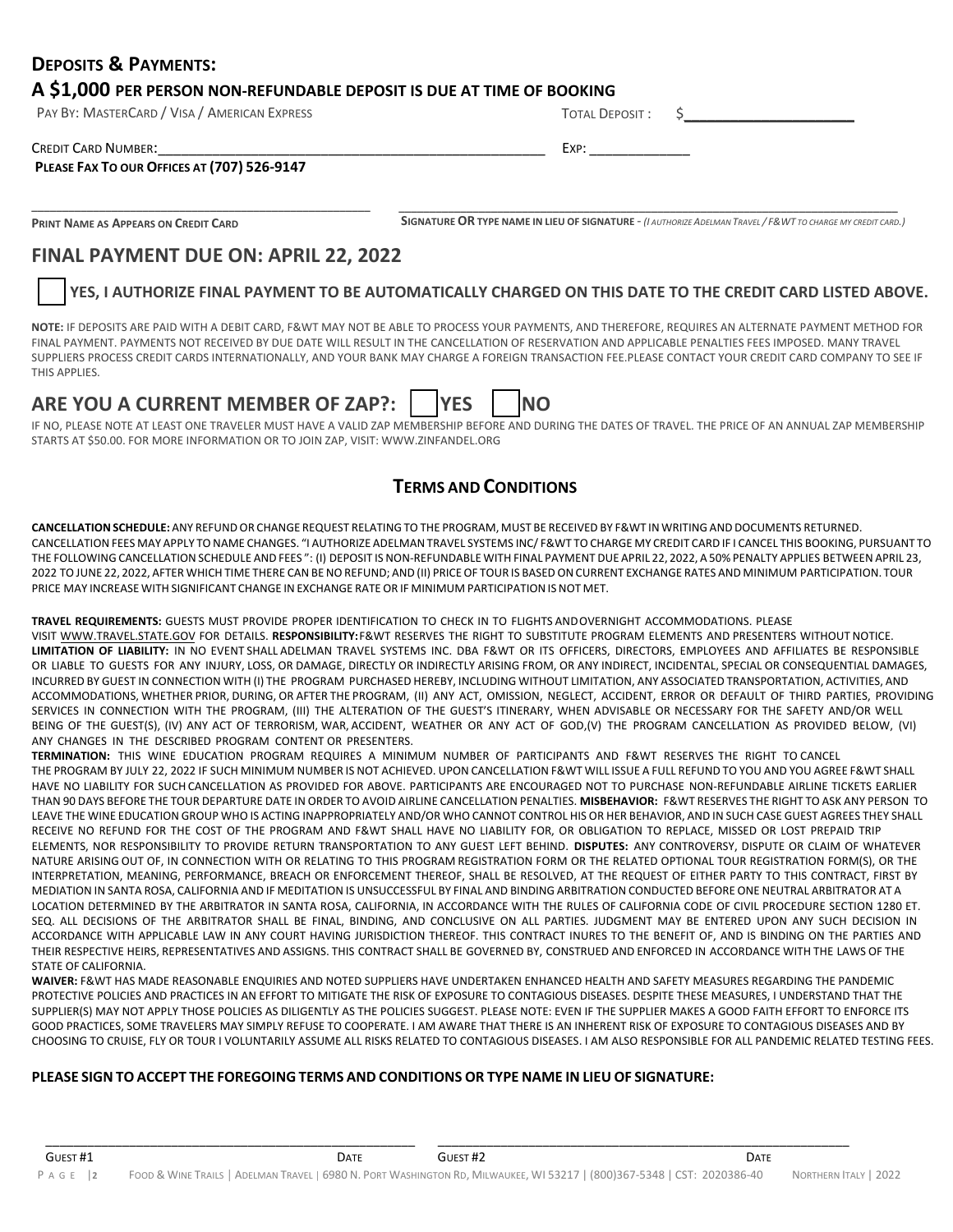## Deposits & Payments:

### A $1,000 per person non-refundable deposit is due at time of booking

Pay By: MasterCard / Visa / American Express

Total Deposit : $____________________

Credit Card Number:_____________________________________________________ Exp: _____________

**Please Fax To our Offices at (707) 526-9147**

_______________________________________________ _______________________________________________

**Print Name as Appears on Credit Card** **Signature OR type name in lieu of signature** - *(I authorize Adelman Travel / F&WT to charge my credit card.)*

## FINAL PAYMENT DUE ON: APRIL 22, 2022

☐ **YES, I AUTHORIZE FINAL PAYMENT TO BE AUTOMATICALLY CHARGED ON THIS DATE TO THE CREDIT CARD LISTED ABOVE.**

**NOTE:** IF DEPOSITS ARE PAID WITH A DEBIT CARD, F&WT MAY NOT BE ABLE TO PROCESS YOUR PAYMENTS, AND THEREFORE, REQUIRES AN ALTERNATE PAYMENT METHOD FOR FINAL PAYMENT. PAYMENTS NOT RECEIVED BY DUE DATE WILL RESULT IN THE CANCELLATION OF RESERVATION AND APPLICABLE PENALTIES FEES IMPOSED. MANY TRAVEL SUPPLIERS PROCESS CREDIT CARDS INTERNATIONALLY, AND YOUR BANK MAY CHARGE A FOREIGN TRANSACTION FEE.PLEASE CONTACT YOUR CREDIT CARD COMPANY TO SEE IF THIS APPLIES.

## ARE YOU A CURRENT MEMBER OF ZAP?: ☐ YES ☐ NO

IF NO, PLEASE NOTE AT LEAST ONE TRAVELER MUST HAVE A VALID ZAP MEMBERSHIP BEFORE AND DURING THE DATES OF TRAVEL. THE PRICE OF AN ANNUAL ZAP MEMBERSHIP STARTS AT $50.00. FOR MORE INFORMATION OR TO JOIN ZAP, VISIT: WWW.ZINFANDEL.ORG

## Terms and Conditions

**CANCELLATION SCHEDULE:** ANY REFUND OR CHANGE REQUEST RELATING TO THE PROGRAM, MUST BE RECEIVED BY F&WT IN WRITING AND DOCUMENTS RETURNED. CANCELLATION FEES MAY APPLY TO NAME CHANGES. "I AUTHORIZE ADELMAN TRAVEL SYSTEMS INC/ F&WT TO CHARGE MY CREDIT CARD IF I CANCEL THIS BOOKING, PURSUANT TO THE FOLLOWING CANCELLATION SCHEDULE AND FEES": (I) DEPOSIT IS NON-REFUNDABLE WITH FINAL PAYMENT DUE APRIL 22, 2022, A 50% PENALTY APPLIES BETWEEN APRIL 23, 2022 TO JUNE 22, 2022, AFTER WHICH TIME THERE CAN BE NO REFUND; AND (II) PRICE OF TOUR IS BASED ON CURRENT EXCHANGE RATES AND MINIMUM PARTICIPATION. TOUR PRICE MAY INCREASE WITH SIGNIFICANT CHANGE IN EXCHANGE RATE OR IF MINIMUM PARTICIPATION IS NOT MET.

**TRAVEL REQUIREMENTS:** GUESTS MUST PROVIDE PROPER IDENTIFICATION TO CHECK IN TO FLIGHTS AND OVERNIGHT ACCOMMODATIONS. PLEASE VISIT WWW.TRAVEL.STATE.GOV FOR DETAILS. **RESPONSIBILITY:** F&WT RESERVES THE RIGHT TO SUBSTITUTE PROGRAM ELEMENTS AND PRESENTERS WITHOUT NOTICE. **LIMITATION OF LIABILITY:** IN NO EVENT SHALL ADELMAN TRAVEL SYSTEMS INC. DBA F&WT OR ITS OFFICERS, DIRECTORS, EMPLOYEES AND AFFILIATES BE RESPONSIBLE OR LIABLE TO GUESTS FOR ANY INJURY, LOSS, OR DAMAGE, DIRECTLY OR INDIRECTLY ARISING FROM, OR ANY INDIRECT, INCIDENTAL, SPECIAL OR CONSEQUENTIAL DAMAGES, INCURRED BY GUEST IN CONNECTION WITH (I) THE PROGRAM PURCHASED HEREBY, INCLUDING WITHOUT LIMITATION, ANY ASSOCIATED TRANSPORTATION, ACTIVITIES, AND ACCOMMODATIONS, WHETHER PRIOR, DURING, OR AFTER THE PROGRAM, (II) ANY ACT, OMISSION, NEGLECT, ACCIDENT, ERROR OR DEFAULT OF THIRD PARTIES, PROVIDING SERVICES IN CONNECTION WITH THE PROGRAM, (III) THE ALTERATION OF THE GUEST'S ITINERARY, WHEN ADVISABLE OR NECESSARY FOR THE SAFETY AND/OR WELL BEING OF THE GUEST(S), (IV) ANY ACT OF TERRORISM, WAR, ACCIDENT, WEATHER OR ANY ACT OF GOD,(V) THE PROGRAM CANCELLATION AS PROVIDED BELOW, (VI) ANY CHANGES IN THE DESCRIBED PROGRAM CONTENT OR PRESENTERS.

**TERMINATION:** THIS WINE EDUCATION PROGRAM REQUIRES A MINIMUM NUMBER OF PARTICIPANTS AND F&WT RESERVES THE RIGHT TO CANCEL THE PROGRAM BY JULY 22, 2022 IF SUCH MINIMUM NUMBER IS NOT ACHIEVED. UPON CANCELLATION F&WT WILL ISSUE A FULL REFUND TO YOU AND YOU AGREE F&WT SHALL HAVE NO LIABILITY FOR SUCH CANCELLATION AS PROVIDED FOR ABOVE. PARTICIPANTS ARE ENCOURAGED NOT TO PURCHASE NON-REFUNDABLE AIRLINE TICKETS EARLIER THAN 90 DAYS BEFORE THE TOUR DEPARTURE DATE IN ORDER TO AVOID AIRLINE CANCELLATION PENALTIES. **MISBEHAVIOR:** F&WT RESERVES THE RIGHT TO ASK ANY PERSON TO LEAVE THE WINE EDUCATION GROUP WHO IS ACTING INAPPROPRIATELY AND/OR WHO CANNOT CONTROL HIS OR HER BEHAVIOR, AND IN SUCH CASE GUEST AGREES THEY SHALL RECEIVE NO REFUND FOR THE COST OF THE PROGRAM AND F&WT SHALL HAVE NO LIABILITY FOR, OR OBLIGATION TO REPLACE, MISSED OR LOST PREPAID TRIP ELEMENTS, NOR RESPONSIBILITY TO PROVIDE RETURN TRANSPORTATION TO ANY GUEST LEFT BEHIND. **DISPUTES:** ANY CONTROVERSY, DISPUTE OR CLAIM OF WHATEVER NATURE ARISING OUT OF, IN CONNECTION WITH OR RELATING TO THIS PROGRAM REGISTRATION FORM OR THE RELATED OPTIONAL TOUR REGISTRATION FORM(S), OR THE INTERPRETATION, MEANING, PERFORMANCE, BREACH OR ENFORCEMENT THEREOF, SHALL BE RESOLVED, AT THE REQUEST OF EITHER PARTY TO THIS CONTRACT, FIRST BY MEDIATION IN SANTA ROSA, CALIFORNIA AND IF MEDITATION IS UNSUCCESSFUL BY FINAL AND BINDING ARBITRATION CONDUCTED BEFORE ONE NEUTRAL ARBITRATOR AT A LOCATION DETERMINED BY THE ARBITRATOR IN SANTA ROSA, CALIFORNIA, IN ACCORDANCE WITH THE RULES OF CALIFORNIA CODE OF CIVIL PROCEDURE SECTION 1280 ET. SEQ. ALL DECISIONS OF THE ARBITRATOR SHALL BE FINAL, BINDING, AND CONCLUSIVE ON ALL PARTIES. JUDGMENT MAY BE ENTERED UPON ANY SUCH DECISION IN ACCORDANCE WITH APPLICABLE LAW IN ANY COURT HAVING JURISDICTION THEREOF. THIS CONTRACT INURES TO THE BENEFIT OF, AND IS BINDING ON THE PARTIES AND THEIR RESPECTIVE HEIRS, REPRESENTATIVES AND ASSIGNS. THIS CONTRACT SHALL BE GOVERNED BY, CONSTRUED AND ENFORCED IN ACCORDANCE WITH THE LAWS OF THE STATE OF CALIFORNIA.

**WAIVER:** F&WT HAS MADE REASONABLE ENQUIRIES AND NOTED SUPPLIERS HAVE UNDERTAKEN ENHANCED HEALTH AND SAFETY MEASURES REGARDING THE PANDEMIC PROTECTIVE POLICIES AND PRACTICES IN AN EFFORT TO MITIGATE THE RISK OF EXPOSURE TO CONTAGIOUS DISEASES. DESPITE THESE MEASURES, I UNDERSTAND THAT THE SUPPLIER(S) MAY NOT APPLY THOSE POLICIES AS DILIGENTLY AS THE POLICIES SUGGEST. PLEASE NOTE: EVEN IF THE SUPPLIER MAKES A GOOD FAITH EFFORT TO ENFORCE ITS GOOD PRACTICES, SOME TRAVELERS MAY SIMPLY REFUSE TO COOPERATE. I AM AWARE THAT THERE IS AN INHERENT RISK OF EXPOSURE TO CONTAGIOUS DISEASES AND BY CHOOSING TO CRUISE, FLY OR TOUR I VOLUNTARILY ASSUME ALL RISKS RELATED TO CONTAGIOUS DISEASES. I AM ALSO RESPONSIBLE FOR ALL PANDEMIC RELATED TESTING FEES.

**PLEASE SIGN TO ACCEPT THE FOREGOING TERMS AND CONDITIONS OR TYPE NAME IN LIEU OF SIGNATURE:**

_______________________________________________ _______________________________________________

Guest #1 Date Guest #2 Date

Food & Wine Trails | Adelman Travel | 6980 N. Port Washington Rd, Milwaukee, WI 53217 | (800)367-5348 | CST: 2020386-40 Northern Italy | 2022